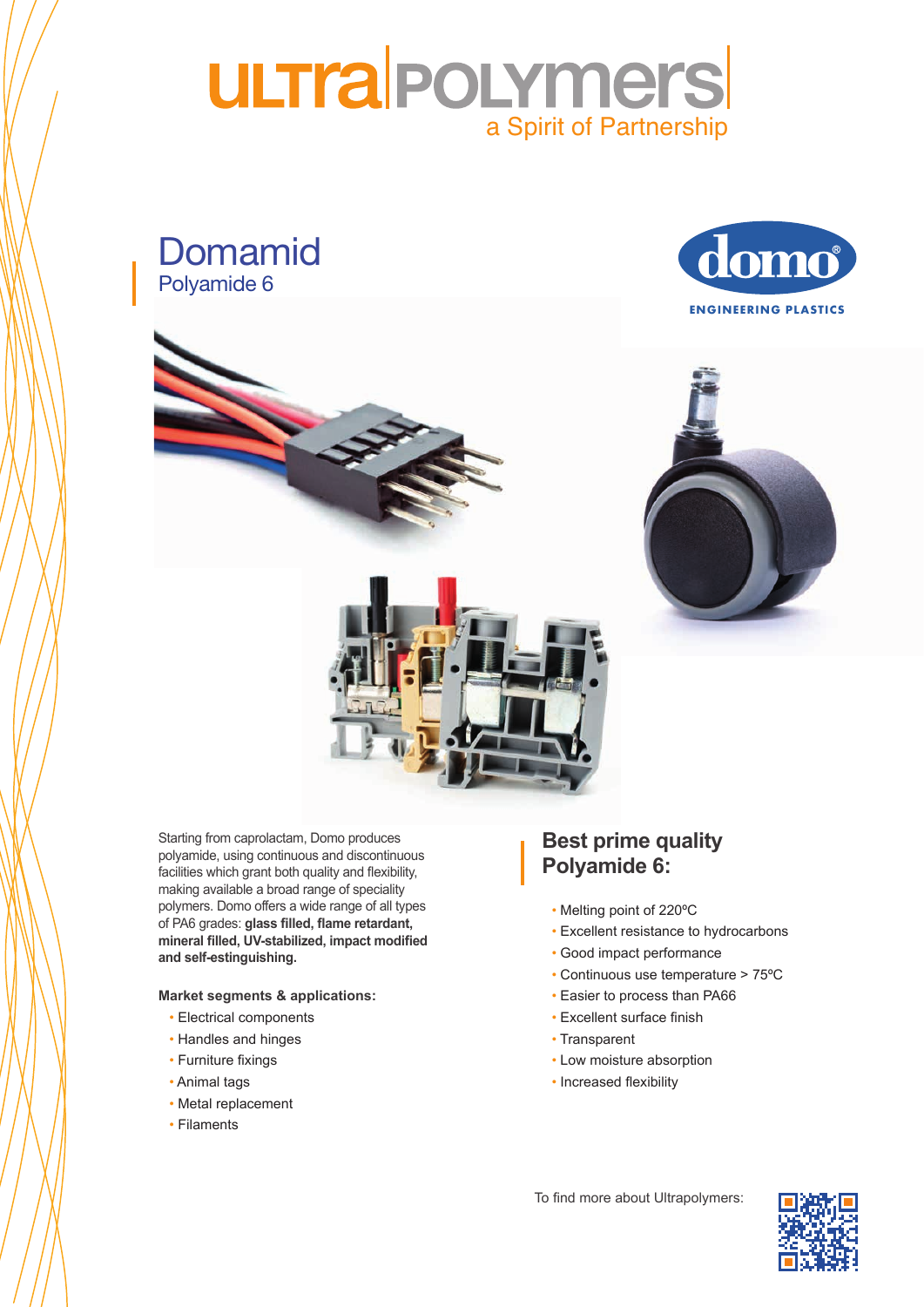# ULTRA POLYMERS

a Spirit of Partnership

## Domamid

Polyamide 6

domo

ENGINEERING PLASTICS

Starting from caprolactam, Domo produces polyamide, using continuous and discontinuous facilities which grant both quality and flexibility, making available a broad range of speciality polymers. Domo offers a wide range of all types of PA6 grades: **glass filled, flame retardant, mineral filled, UV-stabilized, impact modified and self-estinguishing.**

**Market segments & applications:**

- Electrical components
- Handles and hinges
- Furniture fixings
- Animal tags
- Metal replacement
- Filaments

## Best prime quality Polyamide 6:

- Melting point of 220ºC
- Excellent resistance to hydrocarbons
- Good impact performance
- Continuous use temperature > 75ºC
- Easier to process than PA66
- Excellent surface finish
- Transparent
- Low moisture absorption
- Increased flexibility

To find more about Ultrapolymers: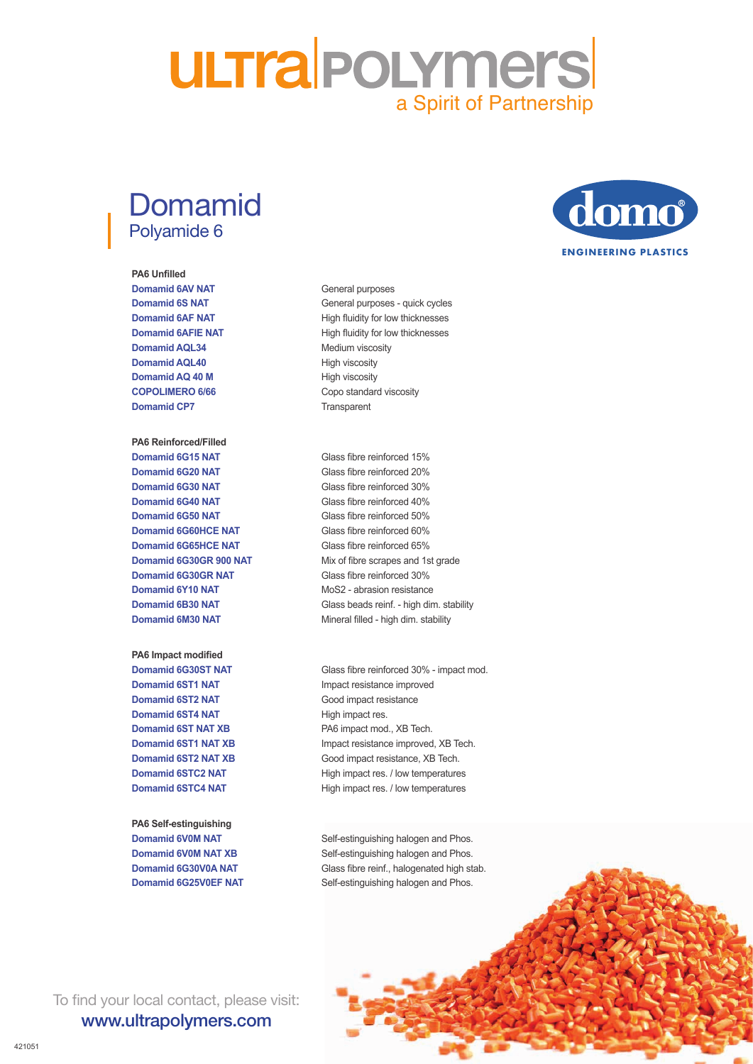# ULTRA POLYMERS

a Spirit of Partnership

## Domamid

Polyamide 6

domo ENGINEERING PLASTICS

### PA6 Unfilled

| | |
|---|---|
| **Domamid 6AV NAT** | General purposes |
| **Domamid 6S NAT** | General purposes - quick cycles |
| **Domamid 6AF NAT** | High fluidity for low thicknesses |
| **Domamid 6AFIE NAT** | High fluidity for low thicknesses |
| **Domamid AQL34** | Medium viscosity |
| **Domamid AQL40** | High viscosity |
| **Domamid AQ 40 M** | High viscosity |
| **COPOLIMERO 6/66** | Copo standard viscosity |
| **Domamid CP7** | Transparent |

### PA6 Reinforced/Filled

| | |
|---|---|
| **Domamid 6G15 NAT** | Glass fibre reinforced 15% |
| **Domamid 6G20 NAT** | Glass fibre reinforced 20% |
| **Domamid 6G30 NAT** | Glass fibre reinforced 30% |
| **Domamid 6G40 NAT** | Glass fibre reinforced 40% |
| **Domamid 6G50 NAT** | Glass fibre reinforced 50% |
| **Domamid 6G60HCE NAT** | Glass fibre reinforced 60% |
| **Domamid 6G65HCE NAT** | Glass fibre reinforced 65% |
| **Domamid 6G30GR 900 NAT** | Mix of fibre scrapes and 1st grade |
| **Domamid 6G30GR NAT** | Glass fibre reinforced 30% |
| **Domamid 6Y10 NAT** | MoS2 - abrasion resistance |
| **Domamid 6B30 NAT** | Glass beads reinf. - high dim. stability |
| **Domamid 6M30 NAT** | Mineral filled - high dim. stability |

### PA6 Impact modified

| | |
|---|---|
| **Domamid 6G30ST NAT** | Glass fibre reinforced 30% - impact mod. |
| **Domamid 6ST1 NAT** | Impact resistance improved |
| **Domamid 6ST2 NAT** | Good impact resistance |
| **Domamid 6ST4 NAT** | High impact res. |
| **Domamid 6ST NAT XB** | PA6 impact mod., XB Tech. |
| **Domamid 6ST1 NAT XB** | Impact resistance improved, XB Tech. |
| **Domamid 6ST2 NAT XB** | Good impact resistance, XB Tech. |
| **Domamid 6STC2 NAT** | High impact res. / low temperatures |
| **Domamid 6STC4 NAT** | High impact res. / low temperatures |

### PA6 Self-estinguishing

| | |
|---|---|
| **Domamid 6V0M NAT** | Self-estinguishing halogen and Phos. |
| **Domamid 6V0M NAT XB** | Self-estinguishing halogen and Phos. |
| **Domamid 6G30V0A NAT** | Glass fibre reinf., halogenated high stab. |
| **Domamid 6G25V0EF NAT** | Self-estinguishing halogen and Phos. |

To find your local contact, please visit:
**www.ultrapolymers.com**

421051